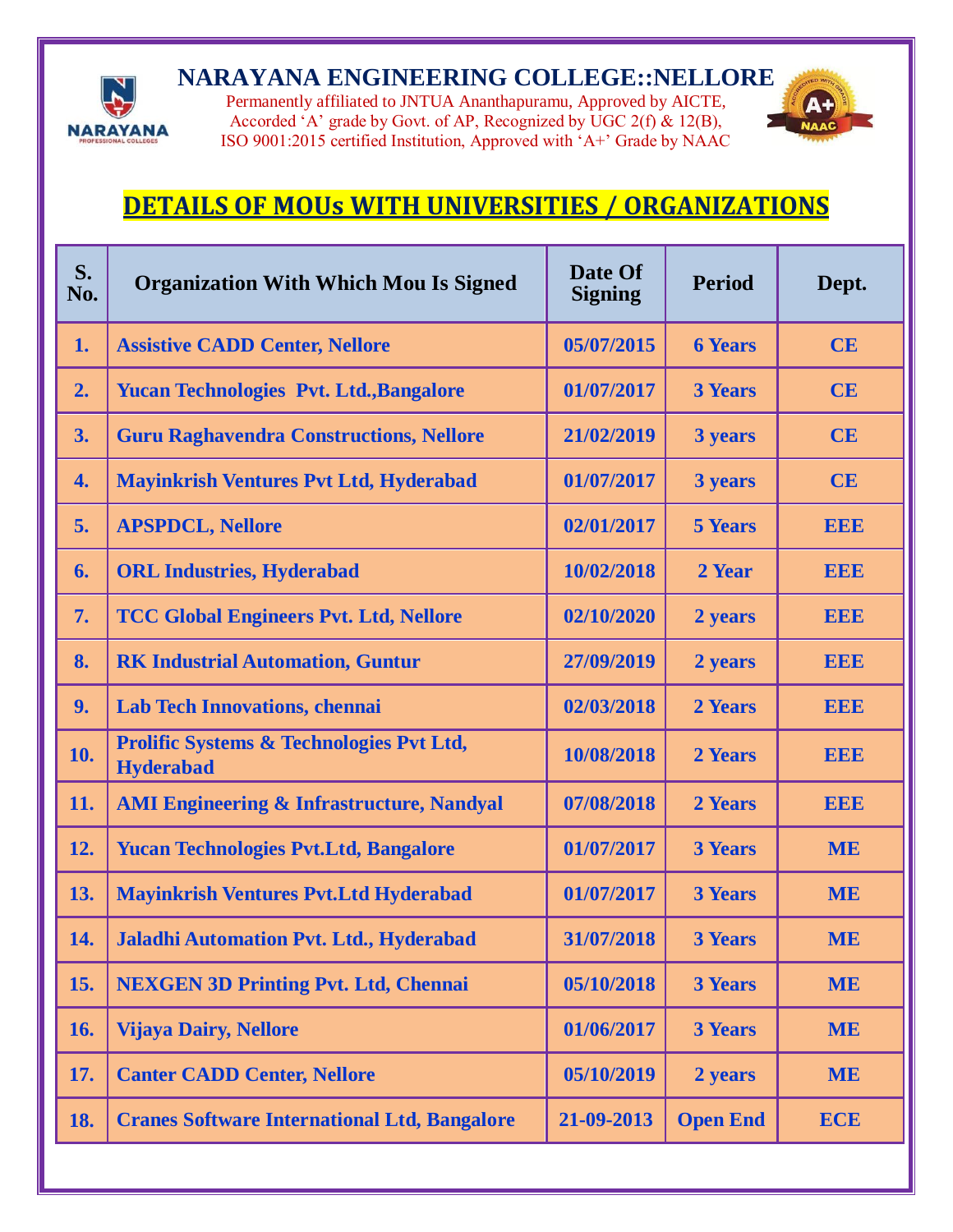# NARAYANA ENGINEERING COLLEGE::NELLORE

Permanently affiliated to JNTUA Ananthapuramu, Approved by AICTE, Accorded 'A' grade by Govt. of AP, Recognized by UGC 2(f) & 12(B), ISO 9001:2015 certified Institution, Approved with 'A+' Grade by NAAC

## DETAILS OF MOUs WITH UNIVERSITIES / ORGANIZATIONS

| S. No. | Organization With Which Mou Is Signed | Date Of Signing | Period | Dept. |
|---|---|---|---|---|
| 1. | Assistive CADD Center, Nellore | 05/07/2015 | 6 Years | CE |
| 2. | Yucan Technologies Pvt. Ltd.,Bangalore | 01/07/2017 | 3 Years | CE |
| 3. | Guru Raghavendra Constructions, Nellore | 21/02/2019 | 3 years | CE |
| 4. | Mayinkrish Ventures Pvt Ltd, Hyderabad | 01/07/2017 | 3 years | CE |
| 5. | APSPDCL, Nellore | 02/01/2017 | 5 Years | EEE |
| 6. | ORL Industries, Hyderabad | 10/02/2018 | 2 Year | EEE |
| 7. | TCC Global Engineers Pvt. Ltd, Nellore | 02/10/2020 | 2 years | EEE |
| 8. | RK Industrial Automation, Guntur | 27/09/2019 | 2 years | EEE |
| 9. | Lab Tech Innovations, chennai | 02/03/2018 | 2 Years | EEE |
| 10. | Prolific Systems & Technologies Pvt Ltd, Hyderabad | 10/08/2018 | 2 Years | EEE |
| 11. | AMI Engineering & Infrastructure, Nandyal | 07/08/2018 | 2 Years | EEE |
| 12. | Yucan Technologies Pvt.Ltd, Bangalore | 01/07/2017 | 3 Years | ME |
| 13. | Mayinkrish Ventures Pvt.Ltd Hyderabad | 01/07/2017 | 3 Years | ME |
| 14. | Jaladhi Automation Pvt. Ltd., Hyderabad | 31/07/2018 | 3 Years | ME |
| 15. | NEXGEN 3D Printing Pvt. Ltd, Chennai | 05/10/2018 | 3 Years | ME |
| 16. | Vijaya Dairy, Nellore | 01/06/2017 | 3 Years | ME |
| 17. | Canter CADD Center, Nellore | 05/10/2019 | 2 years | ME |
| 18. | Cranes Software International Ltd, Bangalore | 21-09-2013 | Open End | ECE |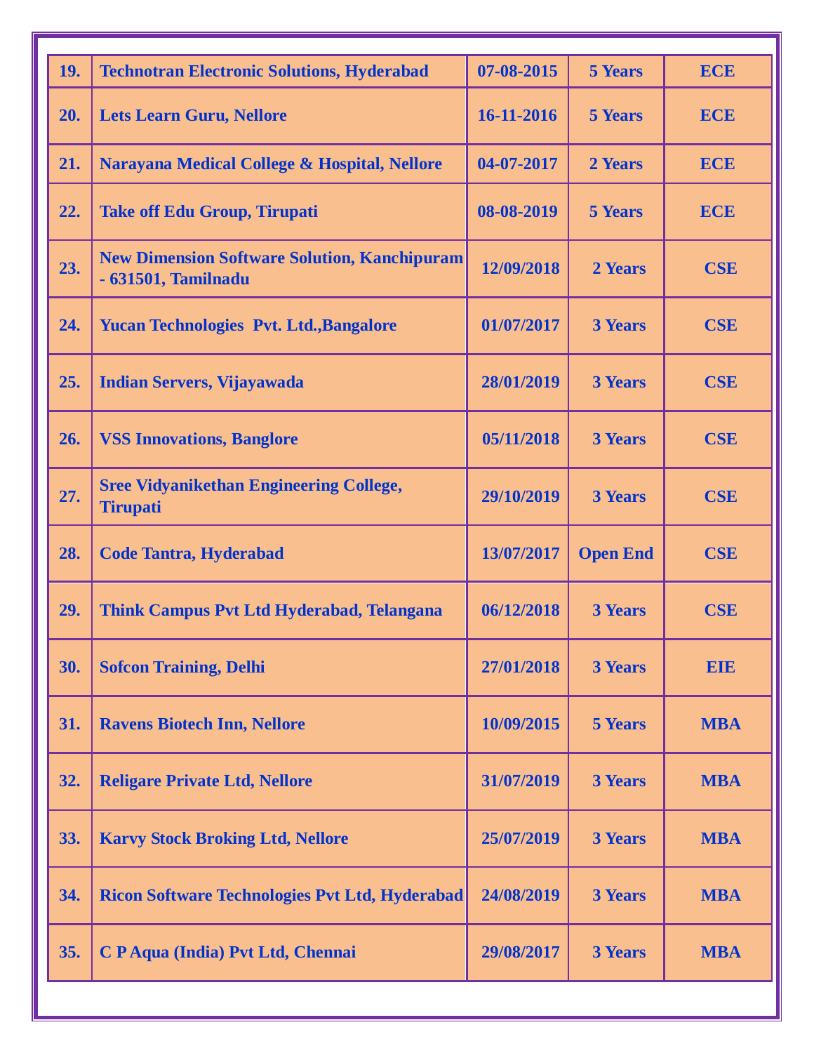| 19. | Technotran Electronic Solutions, Hyderabad | 07-08-2015 | 5 Years | ECE |
|---|---|---|---|---|
| 20. | Lets Learn Guru, Nellore | 16-11-2016 | 5 Years | ECE |
| 21. | Narayana Medical College & Hospital, Nellore | 04-07-2017 | 2 Years | ECE |
| 22. | Take off Edu Group, Tirupati | 08-08-2019 | 5 Years | ECE |
| 23. | New Dimension Software Solution, Kanchipuram - 631501, Tamilnadu | 12/09/2018 | 2 Years | CSE |
| 24. | Yucan Technologies Pvt. Ltd.,Bangalore | 01/07/2017 | 3 Years | CSE |
| 25. | Indian Servers, Vijayawada | 28/01/2019 | 3 Years | CSE |
| 26. | VSS Innovations, Banglore | 05/11/2018 | 3 Years | CSE |
| 27. | Sree Vidyanikethan Engineering College, Tirupati | 29/10/2019 | 3 Years | CSE |
| 28. | Code Tantra, Hyderabad | 13/07/2017 | Open End | CSE |
| 29. | Think Campus Pvt Ltd Hyderabad, Telangana | 06/12/2018 | 3 Years | CSE |
| 30. | Sofcon Training, Delhi | 27/01/2018 | 3 Years | EIE |
| 31. | Ravens Biotech Inn, Nellore | 10/09/2015 | 5 Years | MBA |
| 32. | Religare Private Ltd, Nellore | 31/07/2019 | 3 Years | MBA |
| 33. | Karvy Stock Broking Ltd, Nellore | 25/07/2019 | 3 Years | MBA |
| 34. | Ricon Software Technologies Pvt Ltd, Hyderabad | 24/08/2019 | 3 Years | MBA |
| 35. | C P Aqua (India) Pvt Ltd, Chennai | 29/08/2017 | 3 Years | MBA |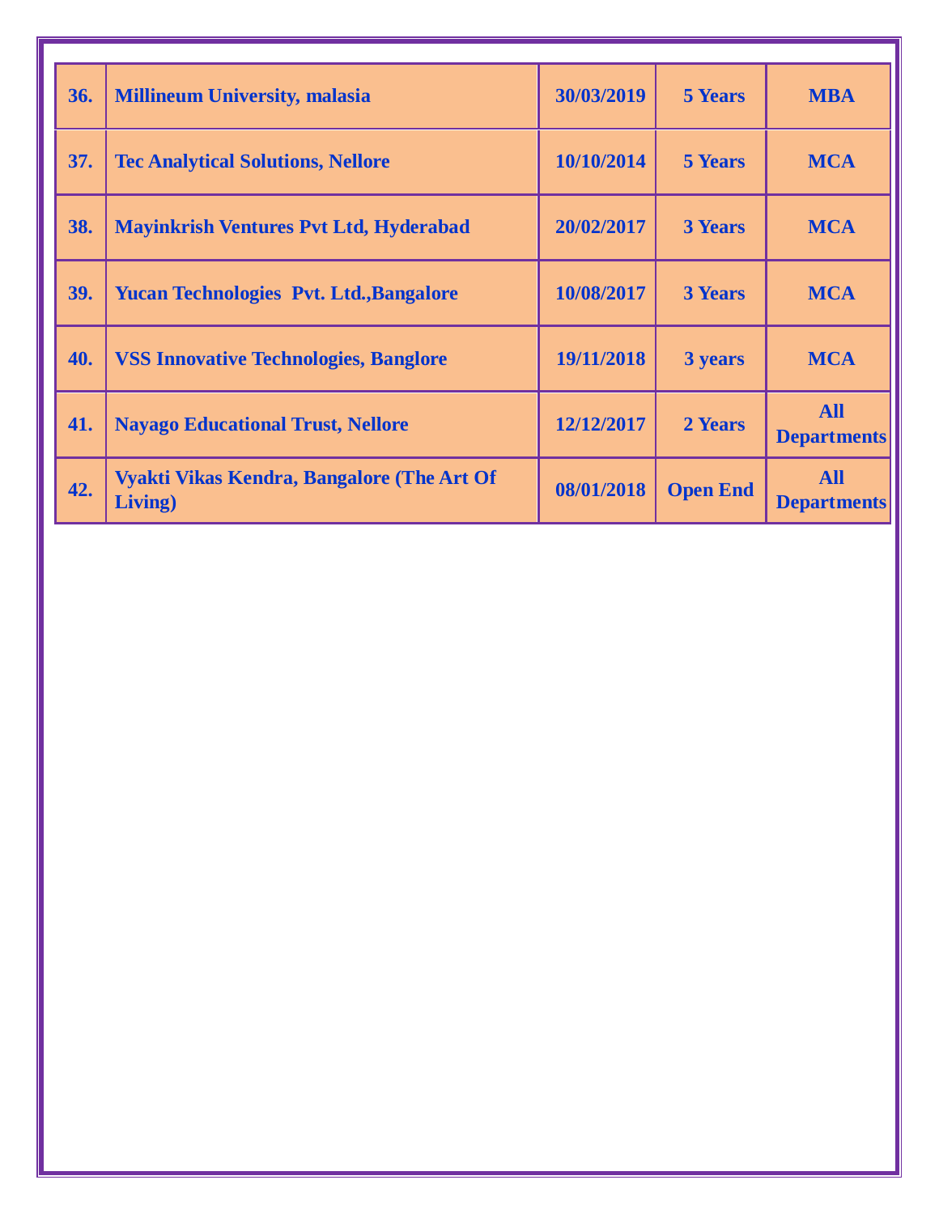| | | | | |
|---|---|---|---|---|
| 36. | Millineum University, malasia | 30/03/2019 | 5 Years | MBA |
| 37. | Tec Analytical Solutions, Nellore | 10/10/2014 | 5 Years | MCA |
| 38. | Mayinkrish Ventures Pvt Ltd, Hyderabad | 20/02/2017 | 3 Years | MCA |
| 39. | Yucan Technologies Pvt. Ltd.,Bangalore | 10/08/2017 | 3 Years | MCA |
| 40. | VSS Innovative Technologies, Banglore | 19/11/2018 | 3 years | MCA |
| 41. | Nayago Educational Trust, Nellore | 12/12/2017 | 2 Years | All Departments |
| 42. | Vyakti Vikas Kendra, Bangalore (The Art Of Living) | 08/01/2018 | Open End | All Departments |